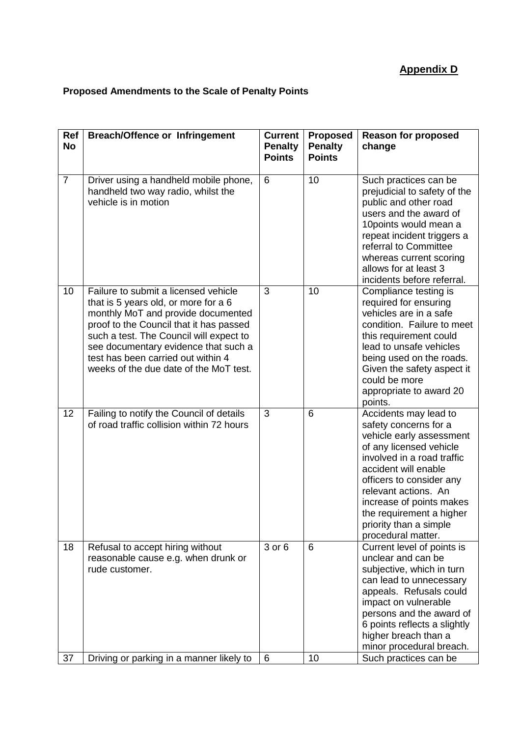**Appendix D**

**Proposed Amendments to the Scale of Penalty Points**

| Ref No | Breach/Offence or Infringement | Current Penalty Points | Proposed Penalty Points | Reason for proposed change |
|---|---|---|---|---|
| 7 | Driver using a handheld mobile phone, handheld two way radio, whilst the vehicle is in motion | 6 | 10 | Such practices can be prejudicial to safety of the public and other road users and the award of 10points would mean a repeat incident triggers a referral to Committee whereas current scoring allows for at least 3 incidents before referral. |
| 10 | Failure to submit a licensed vehicle that is 5 years old, or more for a 6 monthly MoT and provide documented proof to the Council that it has passed such a test. The Council will expect to see documentary evidence that such a test has been carried out within 4 weeks of the due date of the MoT test. | 3 | 10 | Compliance testing is required for ensuring vehicles are in a safe condition. Failure to meet this requirement could lead to unsafe vehicles being used on the roads. Given the safety aspect it could be more appropriate to award 20 points. |
| 12 | Failing to notify the Council of details of road traffic collision within 72 hours | 3 | 6 | Accidents may lead to safety concerns for a vehicle early assessment of any licensed vehicle involved in a road traffic accident will enable officers to consider any relevant actions. An increase of points makes the requirement a higher priority than a simple procedural matter. |
| 18 | Refusal to accept hiring without reasonable cause e.g. when drunk or rude customer. | 3 or 6 | 6 | Current level of points is unclear and can be subjective, which in turn can lead to unnecessary appeals. Refusals could impact on vulnerable persons and the award of 6 points reflects a slightly higher breach than a minor procedural breach. |
| 37 | Driving or parking in a manner likely to | 6 | 10 | Such practices can be |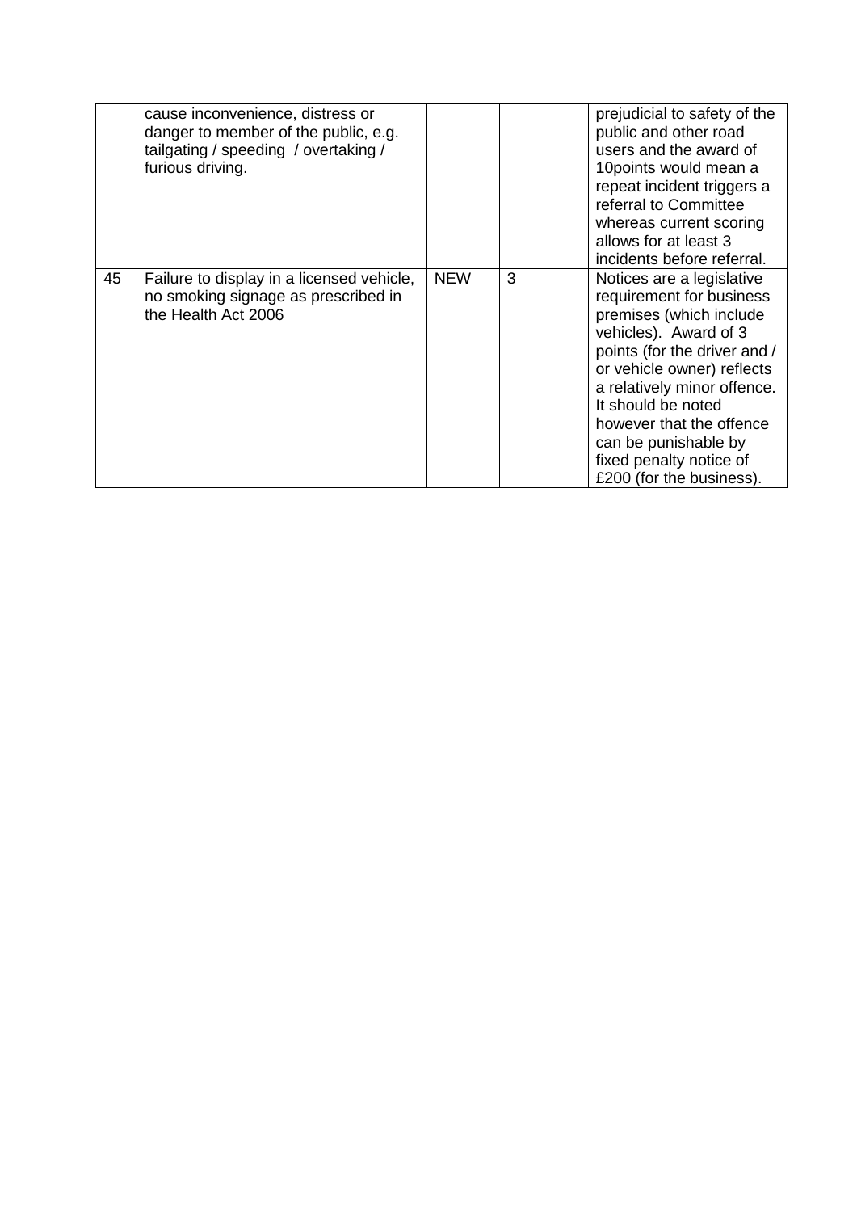| | | | | |
|---|---|---|---|---|
| | cause inconvenience, distress or danger to member of the public, e.g. tailgating / speeding / overtaking / furious driving. | | | prejudicial to safety of the public and other road users and the award of 10points would mean a repeat incident triggers a referral to Committee whereas current scoring allows for at least 3 incidents before referral. |
| 45 | Failure to display in a licensed vehicle, no smoking signage as prescribed in the Health Act 2006 | NEW | 3 | Notices are a legislative requirement for business premises (which include vehicles). Award of 3 points (for the driver and / or vehicle owner) reflects a relatively minor offence. It should be noted however that the offence can be punishable by fixed penalty notice of £200 (for the business). |